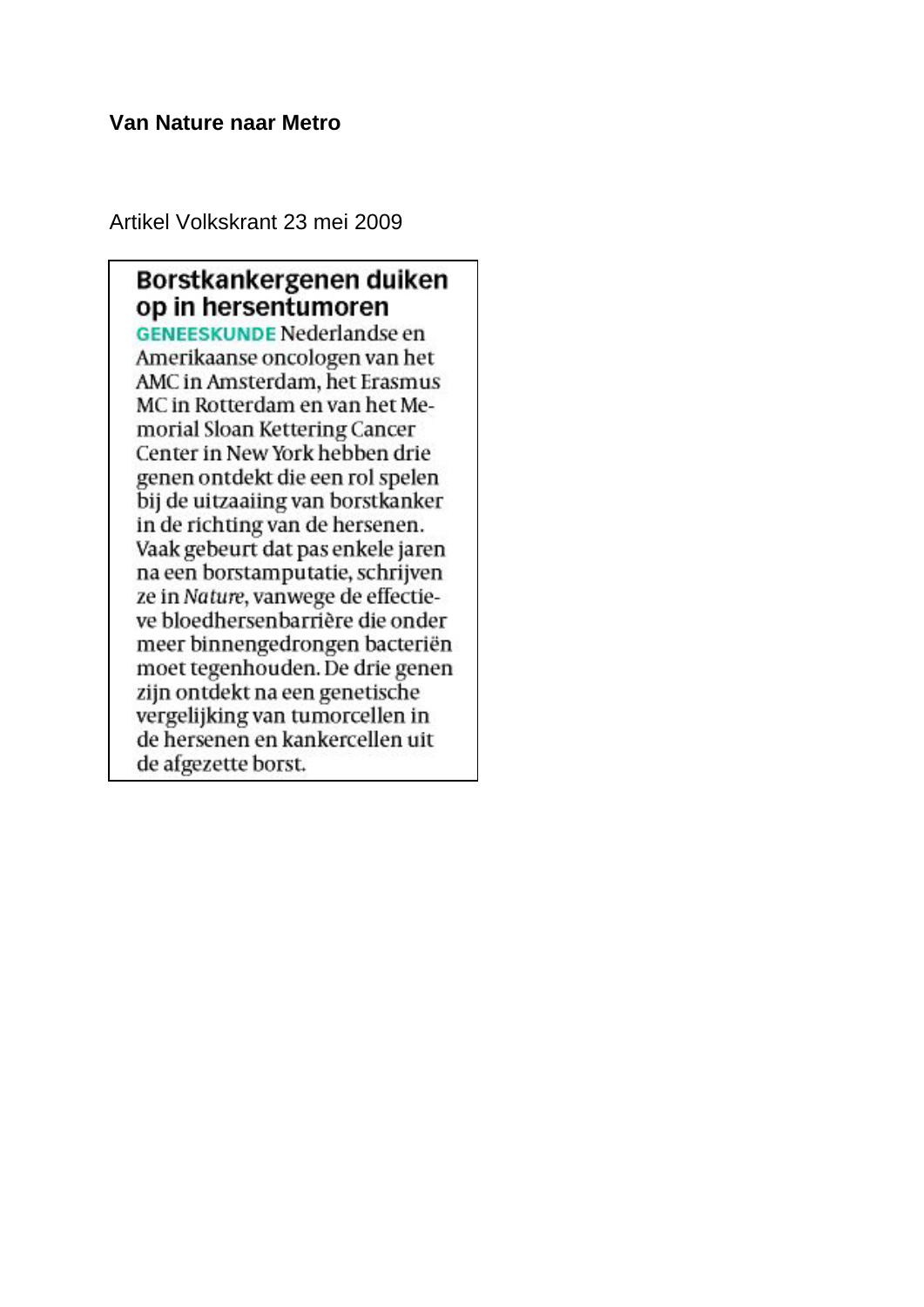**Van Nature naar Metro**

Artikel Volkskrant 23 mei 2009

## Borstkankergenen duiken op in hersentumoren

**GENEESKUNDE** Nederlandse en Amerikaanse oncologen van het AMC in Amsterdam, het Erasmus MC in Rotterdam en van het Memorial Sloan Kettering Cancer Center in New York hebben drie genen ontdekt die een rol spelen bij de uitzaaiing van borstkanker in de richting van de hersenen. Vaak gebeurt dat pas enkele jaren na een borstamputatie, schrijven ze in *Nature*, vanwege de effectieve bloedhersenbarrière die onder meer binnengedrongen bacteriën moet tegenhouden. De drie genen zijn ontdekt na een genetische vergelijking van tumorcellen in de hersenen en kankercellen uit de afgezette borst.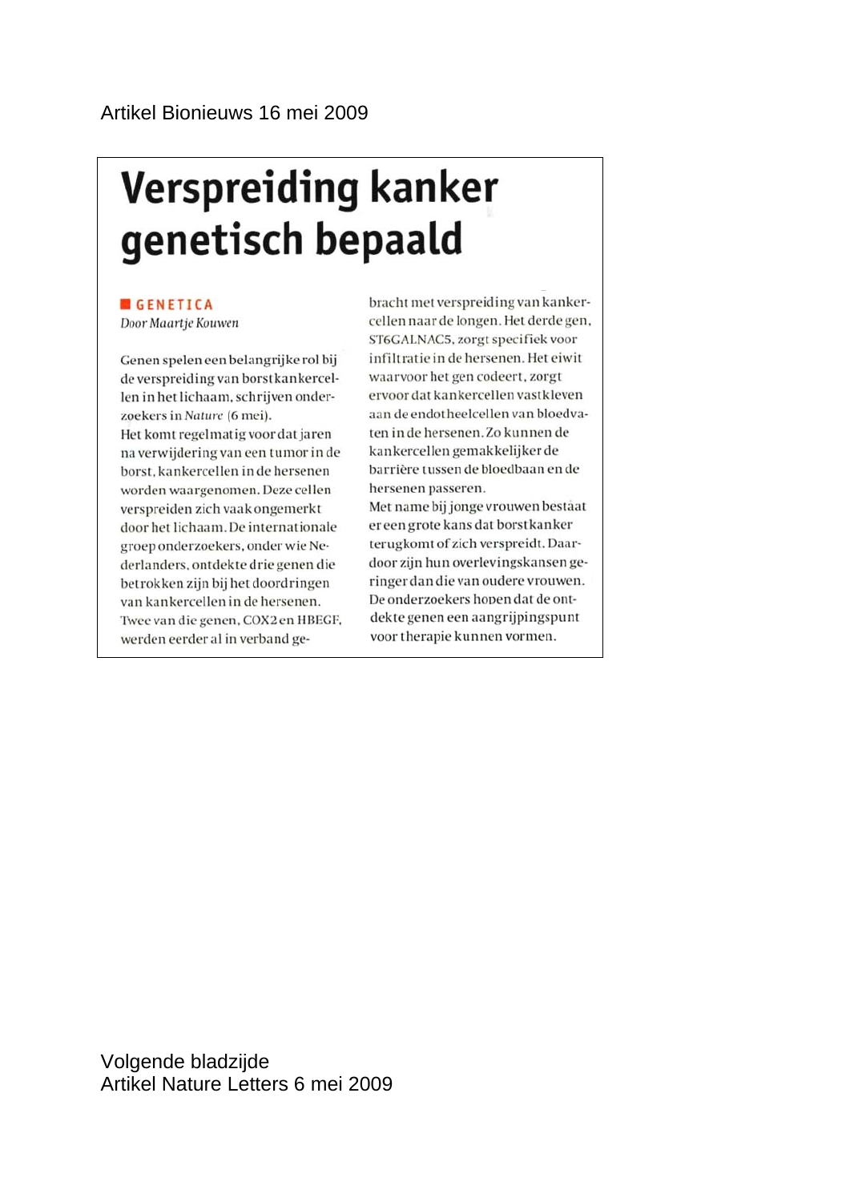Artikel Bionieuws 16 mei 2009

# Verspreiding kanker genetisch bepaald

**GENETICA**

*Door Maartje Kouwen*

Genen spelen een belangrijke rol bij de verspreiding van borstkankercellen in het lichaam, schrijven onderzoekers in *Nature* (6 mei).

Het komt regelmatig voor dat jaren na verwijdering van een tumor in de borst, kankercellen in de hersenen worden waargenomen. Deze cellen verspreiden zich vaak ongemerkt door het lichaam. De internationale groep onderzoekers, onder wie Nederlanders, ontdekte drie genen die betrokken zijn bij het doordringen van kankercellen in de hersenen. Twee van die genen, COX2 en HBEGF, werden eerder al in verband gebracht met verspreiding van kankercellen naar de longen. Het derde gen, ST6GALNAC5, zorgt specifiek voor infiltratie in de hersenen. Het eiwit waarvoor het gen codeert, zorgt ervoor dat kankercellen vastkleven aan de endotheelcellen van bloedvaten in de hersenen. Zo kunnen de kankercellen gemakkelijker de barrière tussen de bloedbaan en de hersenen passeren.

Met name bij jonge vrouwen bestaat er een grote kans dat borstkanker terugkomt of zich verspreidt. Daardoor zijn hun overlevingskansen geringer dan die van oudere vrouwen. De onderzoekers hopen dat de ontdekte genen een aangrijpingspunt voor therapie kunnen vormen.

Volgende bladzijde
Artikel Nature Letters 6 mei 2009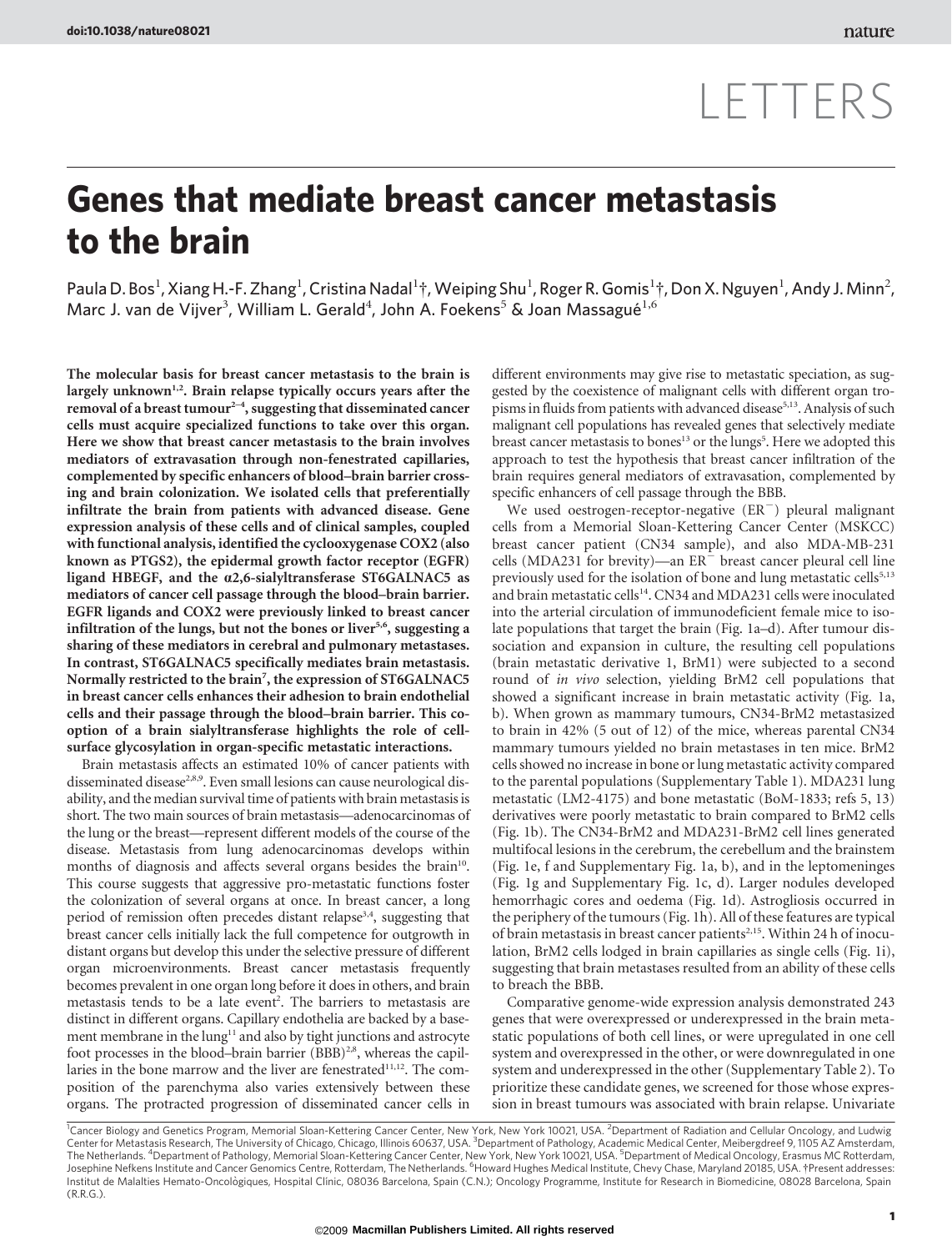# LETTERS

# Genes that mediate breast cancer metastasis to the brain

Paula D. Bos[1], Xiang H.-F. Zhang[1], Cristina Nadal[1]†, Weiping Shu[1], Roger R. Gomis[1]†, Don X. Nguyen[1], Andy J. Minn[2], Marc J. van de Vijver[3], William L. Gerald[4], John A. Foekens[5] & Joan Massagué[1,6]

**The molecular basis for breast cancer metastasis to the brain is largely unknown[1,2]. Brain relapse typically occurs years after the removal of a breast tumour[2–4], suggesting that disseminated cancer cells must acquire specialized functions to take over this organ. Here we show that breast cancer metastasis to the brain involves mediators of extravasation through non-fenestrated capillaries, complemented by specific enhancers of blood–brain barrier crossing and brain colonization. We isolated cells that preferentially infiltrate the brain from patients with advanced disease. Gene expression analysis of these cells and of clinical samples, coupled with functional analysis, identified the cyclooxygenase COX2 (also known as PTGS2), the epidermal growth factor receptor (EGFR) ligand HBEGF, and the α2,6-sialyltransferase ST6GALNAC5 as mediators of cancer cell passage through the blood–brain barrier. EGFR ligands and COX2 were previously linked to breast cancer infiltration of the lungs, but not the bones or liver[5,6], suggesting a sharing of these mediators in cerebral and pulmonary metastases. In contrast, ST6GALNAC5 specifically mediates brain metastasis. Normally restricted to the brain[7], the expression of ST6GALNAC5 in breast cancer cells enhances their adhesion to brain endothelial cells and their passage through the blood–brain barrier. This co-option of a brain sialyltransferase highlights the role of cell-surface glycosylation in organ-specific metastatic interactions.**

Brain metastasis affects an estimated 10% of cancer patients with disseminated disease[2,8,9]. Even small lesions can cause neurological disability, and the median survival time of patients with brain metastasis is short. The two main sources of brain metastasis—adenocarcinomas of the lung or the breast—represent different models of the course of the disease. Metastasis from lung adenocarcinomas develops within months of diagnosis and affects several organs besides the brain[10]. This course suggests that aggressive pro-metastatic functions foster the colonization of several organs at once. In breast cancer, a long period of remission often precedes distant relapse[3,4], suggesting that breast cancer cells initially lack the full competence for outgrowth in distant organs but develop this under the selective pressure of different organ microenvironments. Breast cancer metastasis frequently becomes prevalent in one organ long before it does in others, and brain metastasis tends to be a late event[2]. The barriers to metastasis are distinct in different organs. Capillary endothelia are backed by a basement membrane in the lung[11] and also by tight junctions and astrocyte foot processes in the blood–brain barrier (BBB)[2,8], whereas the capillaries in the bone marrow and the liver are fenestrated[11,12]. The composition of the parenchyma also varies extensively between these organs. The protracted progression of disseminated cancer cells in different environments may give rise to metastatic speciation, as suggested by the coexistence of malignant cells with different organ tropisms in fluids from patients with advanced disease[5,13]. Analysis of such malignant cell populations has revealed genes that selectively mediate breast cancer metastasis to bones[13] or the lungs[5]. Here we adopted this approach to test the hypothesis that breast cancer infiltration of the brain requires general mediators of extravasation, complemented by specific enhancers of cell passage through the BBB.

We used oestrogen-receptor-negative ($ER^-$) pleural malignant cells from a Memorial Sloan-Kettering Cancer Center (MSKCC) breast cancer patient (CN34 sample), and also MDA-MB-231 cells (MDA231 for brevity)—an $ER^-$ breast cancer pleural cell line previously used for the isolation of bone and lung metastatic cells[5,13] and brain metastatic cells[14]. CN34 and MDA231 cells were inoculated into the arterial circulation of immunodeficient female mice to isolate populations that target the brain (Fig. 1a–d). After tumour dissociation and expansion in culture, the resulting cell populations (brain metastatic derivative 1, BrM1) were subjected to a second round of *in vivo* selection, yielding BrM2 cell populations that showed a significant increase in brain metastatic activity (Fig. 1a, b). When grown as mammary tumours, CN34-BrM2 metastasized to brain in 42% (5 out of 12) of the mice, whereas parental CN34 mammary tumours yielded no brain metastases in ten mice. BrM2 cells showed no increase in bone or lung metastatic activity compared to the parental populations (Supplementary Table 1). MDA231 lung metastatic (LM2-4175) and bone metastatic (BoM-1833; refs 5, 13) derivatives were poorly metastatic to brain compared to BrM2 cells (Fig. 1b). The CN34-BrM2 and MDA231-BrM2 cell lines generated multifocal lesions in the cerebrum, the cerebellum and the brainstem (Fig. 1e, f and Supplementary Fig. 1a, b), and in the leptomeninges (Fig. 1g and Supplementary Fig. 1c, d). Larger nodules developed hemorrhagic cores and oedema (Fig. 1d). Astrogliosis occurred in the periphery of the tumours (Fig. 1h). All of these features are typical of brain metastasis in breast cancer patients[2,15]. Within 24 h of inoculation, BrM2 cells lodged in brain capillaries as single cells (Fig. 1i), suggesting that brain metastases resulted from an ability of these cells to breach the BBB.

Comparative genome-wide expression analysis demonstrated 243 genes that were overexpressed or underexpressed in the brain metastatic populations of both cell lines, or were upregulated in one cell system and overexpressed in the other, or were downregulated in one system and underexpressed in the other (Supplementary Table 2). To prioritize these candidate genes, we screened for those whose expression in breast tumours was associated with brain relapse. Univariate

[1]Cancer Biology and Genetics Program, Memorial Sloan-Kettering Cancer Center, New York, New York 10021, USA. [2]Department of Radiation and Cellular Oncology, and Ludwig Center for Metastasis Research, The University of Chicago, Chicago, Illinois 60637, USA. [3]Department of Pathology, Academic Medical Center, Meibergdreef 9, 1105 AZ Amsterdam, The Netherlands. [4]Department of Pathology, Memorial Sloan-Kettering Cancer Center, New York, New York 10021, USA. [5]Department of Medical Oncology, Erasmus MC Rotterdam, Josephine Nefkens Institute and Cancer Genomics Centre, Rotterdam, The Netherlands. [6]Howard Hughes Medical Institute, Chevy Chase, Maryland 20185, USA. †Present addresses: Institut de Malalties Hemato-Oncològiques, Hospital Clínic, 08036 Barcelona, Spain (C.N.); Oncology Programme, Institute for Research in Biomedicine, 08028 Barcelona, Spain (R.R.G.).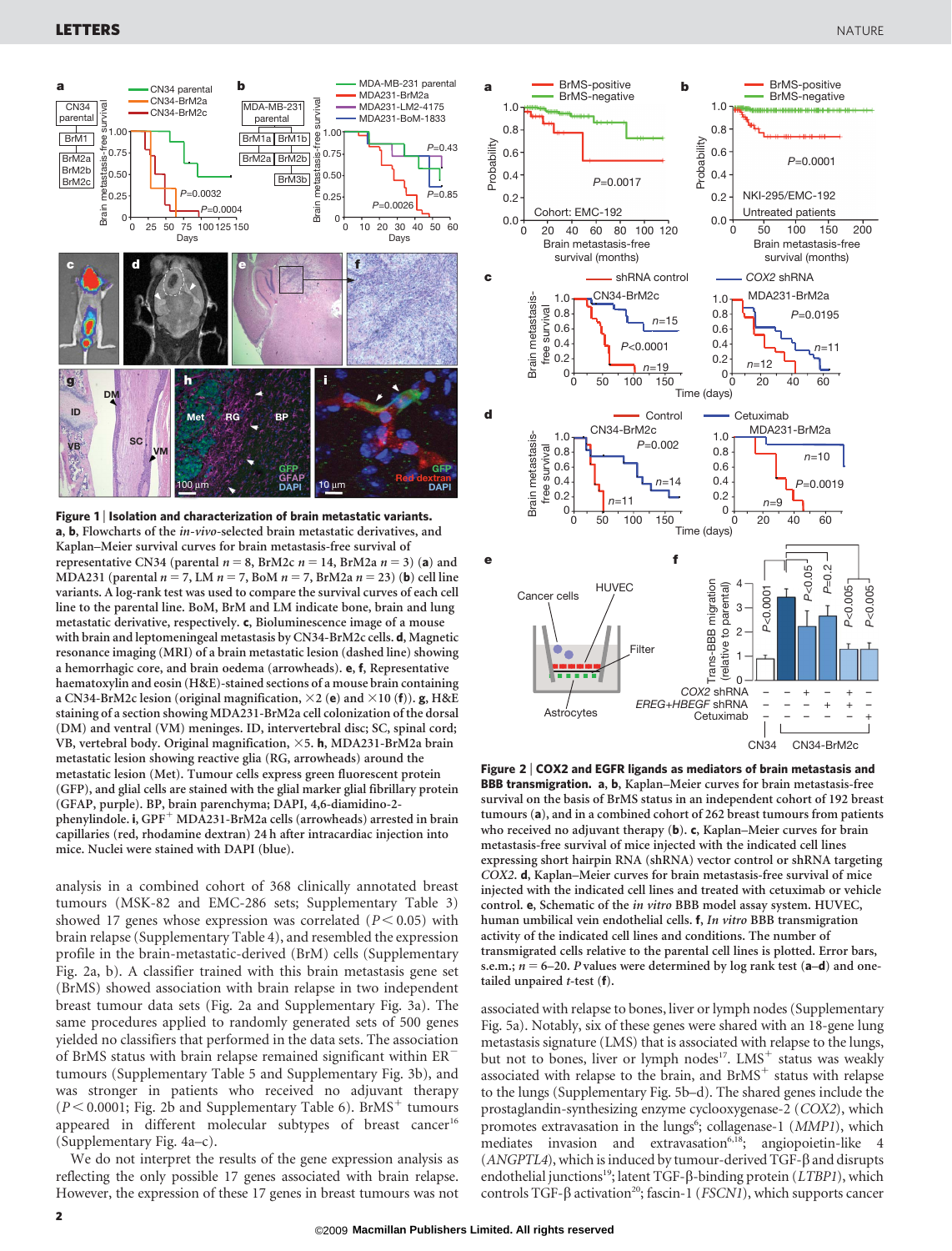**Figure 1 | Isolation and characterization of brain metastatic variants.** **a**, **b**, Flowcharts of the *in-vivo*-selected brain metastatic derivatives, and Kaplan–Meier survival curves for brain metastasis-free survival of representative CN34 (parental $n = 8$, BrM2c $n = 14$, BrM2a $n = 3$) (**a**) and MDA231 (parental $n = 7$, LM $n = 7$, BoM $n = 7$, BrM2a $n = 23$) (**b**) cell line variants. A log-rank test was used to compare the survival curves of each cell line to the parental line. BoM, BrM and LM indicate bone, brain and lung metastatic derivative, respectively. **c**, Bioluminescence image of a mouse with brain and leptomeningeal metastasis by CN34-BrM2c cells. **d**, Magnetic resonance imaging (MRI) of a brain metastatic lesion (dashed line) showing a hemorrhagic core, and brain oedema (arrowheads). **e**, **f**, Representative haematoxylin and eosin (H&E)-stained sections of a mouse brain containing a CN34-BrM2c lesion (original magnification, ×2 (**e**) and ×10 (**f**)). **g**, H&E staining of a section showing MDA231-BrM2a cell colonization of the dorsal (DM) and ventral (VM) meninges. ID, intervertebral disc; SC, spinal cord; VB, vertebral body. Original magnification, ×5. **h**, MDA231-BrM2a brain metastatic lesion showing reactive glia (RG, arrowheads) around the metastatic lesion (Met). Tumour cells express green fluorescent protein (GFP), and glial cells are stained with the glial marker glial fibrillary protein (GFAP, purple). BP, brain parenchyma; DAPI, 4,6-diamidino-2-phenylindole. **i**, GPF$^{+}$ MDA231-BrM2a cells (arrowheads) arrested in brain capillaries (red, rhodamine dextran) 24 h after intracardiac injection into mice. Nuclei were stained with DAPI (blue).

analysis in a combined cohort of 368 clinically annotated breast tumours (MSK-82 and EMC-286 sets; Supplementary Table 3) showed 17 genes whose expression was correlated ($P < 0.05$) with brain relapse (Supplementary Table 4), and resembled the expression profile in the brain-metastatic-derived (BrM) cells (Supplementary Fig. 2a, b). A classifier trained with this brain metastasis gene set (BrMS) showed association with brain relapse in two independent breast tumour data sets (Fig. 2a and Supplementary Fig. 3a). The same procedures applied to randomly generated sets of 500 genes yielded no classifiers that performed in the data sets. The association of BrMS status with brain relapse remained significant within ER$^{-}$ tumours (Supplementary Table 5 and Supplementary Fig. 3b), and was stronger in patients who received no adjuvant therapy ($P < 0.0001$; Fig. 2b and Supplementary Table 6). BrMS$^{+}$ tumours appeared in different molecular subtypes of breast cancer[16] (Supplementary Fig. 4a–c).

We do not interpret the results of the gene expression analysis as reflecting the only possible 17 genes associated with brain relapse. However, the expression of these 17 genes in breast tumours was not associated with relapse to bones, liver or lymph nodes (Supplementary Fig. 5a). Notably, six of these genes were shared with an 18-gene lung metastasis signature (LMS) that is associated with relapse to the lungs, but not to bones, liver or lymph nodes[17]. LMS$^{+}$ status was weakly associated with relapse to the brain, and BrMS$^{+}$ status with relapse to the lungs (Supplementary Fig. 5b–d). The shared genes include the prostaglandin-synthesizing enzyme cyclooxygenase-2 (*COX2*), which promotes extravasation in the lungs[6]; collagenase-1 (*MMP1*), which mediates invasion and extravasation[6,18]; angiopoietin-like 4 (*ANGPTL4*), which is induced by tumour-derived TGF-β and disrupts endothelial junctions[19]; latent TGF-β-binding protein (*LTBP1*), which controls TGF-β activation[20]; fascin-1 (*FSCN1*), which supports cancer

**Figure 2 | COX2 and EGFR ligands as mediators of brain metastasis and BBB transmigration.** **a**, **b**, Kaplan–Meier curves for brain metastasis-free survival on the basis of BrMS status in an independent cohort of 192 breast tumours (**a**), and in a combined cohort of 262 breast tumours from patients who received no adjuvant therapy (**b**). **c**, Kaplan–Meier curves for brain metastasis-free survival of mice injected with the indicated cell lines expressing short hairpin RNA (shRNA) vector control or shRNA targeting *COX2*. **d**, Kaplan–Meier curves for brain metastasis-free survival of mice injected with the indicated cell lines and treated with cetuximab or vehicle control. **e**, Schematic of the *in vitro* BBB model assay system. HUVEC, human umbilical vein endothelial cells. **f**, *In vitro* BBB transmigration activity of the indicated cell lines and conditions. The number of transmigrated cells relative to the parental cell lines is plotted. Error bars, s.e.m.; $n = 6$–20. *P* values were determined by log rank test (**a**–**d**) and one-tailed unpaired *t*-test (**f**).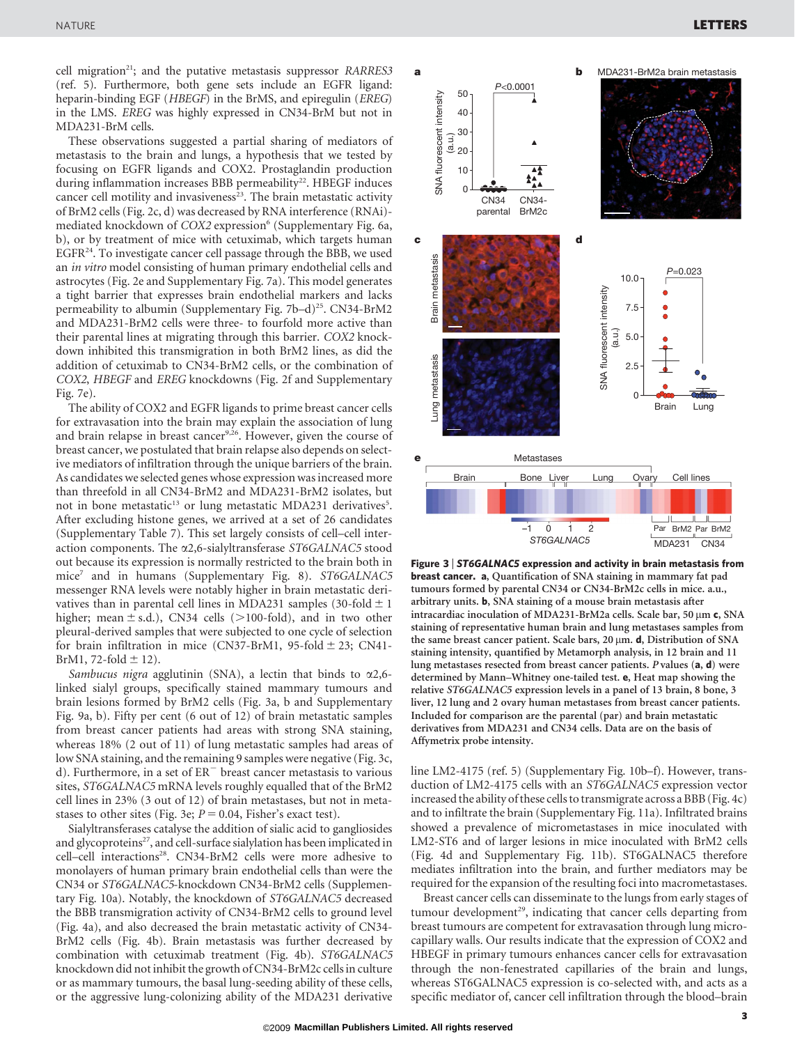cell migration[21]; and the putative metastasis suppressor *RARRES3* (ref. 5). Furthermore, both gene sets include an EGFR ligand: heparin-binding EGF (*HBEGF*) in the BrMS, and epiregulin (*EREG*) in the LMS. *EREG* was highly expressed in CN34-BrM but not in MDA231-BrM cells.

These observations suggested a partial sharing of mediators of metastasis to the brain and lungs, a hypothesis that we tested by focusing on EGFR ligands and COX2. Prostaglandin production during inflammation increases BBB permeability[22]. HBEGF induces cancer cell motility and invasiveness[23]. The brain metastatic activity of BrM2 cells (Fig. 2c, d) was decreased by RNA interference (RNAi)-mediated knockdown of *COX2* expression[6] (Supplementary Fig. 6a, b), or by treatment of mice with cetuximab, which targets human EGFR[24]. To investigate cancer cell passage through the BBB, we used an *in vitro* model consisting of human primary endothelial cells and astrocytes (Fig. 2e and Supplementary Fig. 7a). This model generates a tight barrier that expresses brain endothelial markers and lacks permeability to albumin (Supplementary Fig. 7b–d)[25]. CN34-BrM2 and MDA231-BrM2 cells were three- to fourfold more active than their parental lines at migrating through this barrier. *COX2* knockdown inhibited this transmigration in both BrM2 lines, as did the addition of cetuximab to CN34-BrM2 cells, or the combination of *COX2*, *HBEGF* and *EREG* knockdowns (Fig. 2f and Supplementary Fig. 7e).

The ability of COX2 and EGFR ligands to prime breast cancer cells for extravasation into the brain may explain the association of lung and brain relapse in breast cancer[9,26]. However, given the course of breast cancer, we postulated that brain relapse also depends on selective mediators of infiltration through the unique barriers of the brain. As candidates we selected genes whose expression was increased more than threefold in all CN34-BrM2 and MDA231-BrM2 isolates, but not in bone metastatic[13] or lung metastatic MDA231 derivatives[5]. After excluding histone genes, we arrived at a set of 26 candidates (Supplementary Table 7). This set largely consists of cell–cell interaction components. The α2,6-sialyltransferase *ST6GALNAC5* stood out because its expression is normally restricted to the brain both in mice[7] and in humans (Supplementary Fig. 8). *ST6GALNAC5* messenger RNA levels were notably higher in brain metastatic derivatives than in parental cell lines in MDA231 samples (30-fold ± 1 higher; mean ± s.d.), CN34 cells (>100-fold), and in two other pleural-derived samples that were subjected to one cycle of selection for brain infiltration in mice (CN37-BrM1, 95-fold ± 23; CN41-BrM1, 72-fold ± 12).

*Sambucus nigra* agglutinin (SNA), a lectin that binds to α2,6-linked sialyl groups, specifically stained mammary tumours and brain lesions formed by BrM2 cells (Fig. 3a, b and Supplementary Fig. 9a, b). Fifty per cent (6 out of 12) of brain metastatic samples from breast cancer patients had areas with strong SNA staining, whereas 18% (2 out of 11) of lung metastatic samples had areas of low SNA staining, and the remaining 9 samples were negative (Fig. 3c, d). Furthermore, in a set of ER$^-$ breast cancer metastasis to various sites, *ST6GALNAC5* mRNA levels roughly equalled that of the BrM2 cell lines in 23% (3 out of 12) of brain metastases, but not in metastases to other sites (Fig. 3e; $P = 0.04$, Fisher's exact test).

Sialyltransferases catalyse the addition of sialic acid to gangliosides and glycoproteins[27], and cell-surface sialylation has been implicated in cell–cell interactions[28]. CN34-BrM2 cells were more adhesive to monolayers of human primary brain endothelial cells than were the CN34 or *ST6GALNAC5*-knockdown CN34-BrM2 cells (Supplementary Fig. 10a). Notably, the knockdown of *ST6GALNAC5* decreased the BBB transmigration activity of CN34-BrM2 cells to ground level (Fig. 4a), and also decreased the brain metastatic activity of CN34-BrM2 cells (Fig. 4b). Brain metastasis was further decreased by combination with cetuximab treatment (Fig. 4b). *ST6GALNAC5* knockdown did not inhibit the growth of CN34-BrM2c cells in culture or as mammary tumours, the basal lung-seeding ability of these cells, or the aggressive lung-colonizing ability of the MDA231 derivative line LM2-4175 (ref. 5) (Supplementary Fig. 10b–f). However, transduction of LM2-4175 cells with an *ST6GALNAC5* expression vector increased the ability of these cells to transmigrate across a BBB (Fig. 4c) and to infiltrate the brain (Supplementary Fig. 11a). Infiltrated brains showed a prevalence of micrometastases in mice inoculated with LM2-ST6 and of larger lesions in mice inoculated with BrM2 cells (Fig. 4d and Supplementary Fig. 11b). ST6GALNAC5 therefore mediates infiltration into the brain, and further mediators may be required for the expansion of the resulting foci into macrometastases.

Breast cancer cells can disseminate to the lungs from early stages of tumour development[29], indicating that cancer cells departing from breast tumours are competent for extravasation through lung microcapillary walls. Our results indicate that the expression of COX2 and HBEGF in primary tumours enhances cancer cells for extravasation through the non-fenestrated capillaries of the brain and lungs, whereas ST6GALNAC5 expression is co-selected with, and acts as a specific mediator of, cancer cell infiltration through the blood–brain

**Figure 3 | *ST6GALNAC5* expression and activity in brain metastasis from breast cancer. a**, Quantification of SNA staining in mammary fat pad tumours formed by parental CN34 or CN34-BrM2c cells in mice. a.u., arbitrary units. **b**, SNA staining of a mouse brain metastasis after intracardiac inoculation of MDA231-BrM2a cells. Scale bar, 50 μm **c**, SNA staining of representative human brain and lung metastases samples from the same breast cancer patient. Scale bars, 20 μm. **d**, Distribution of SNA staining intensity, quantified by Metamorph analysis, in 12 brain and 11 lung metastases resected from breast cancer patients. *P* values (**a**, **d**) were determined by Mann–Whitney one-tailed test. **e**, Heat map showing the relative *ST6GALNAC5* expression levels in a panel of 13 brain, 8 bone, 3 liver, 12 lung and 2 ovary human metastases from breast cancer patients. Included for comparison are the parental (par) and brain metastatic derivatives from MDA231 and CN34 cells. Data are on the basis of Affymetrix probe intensity.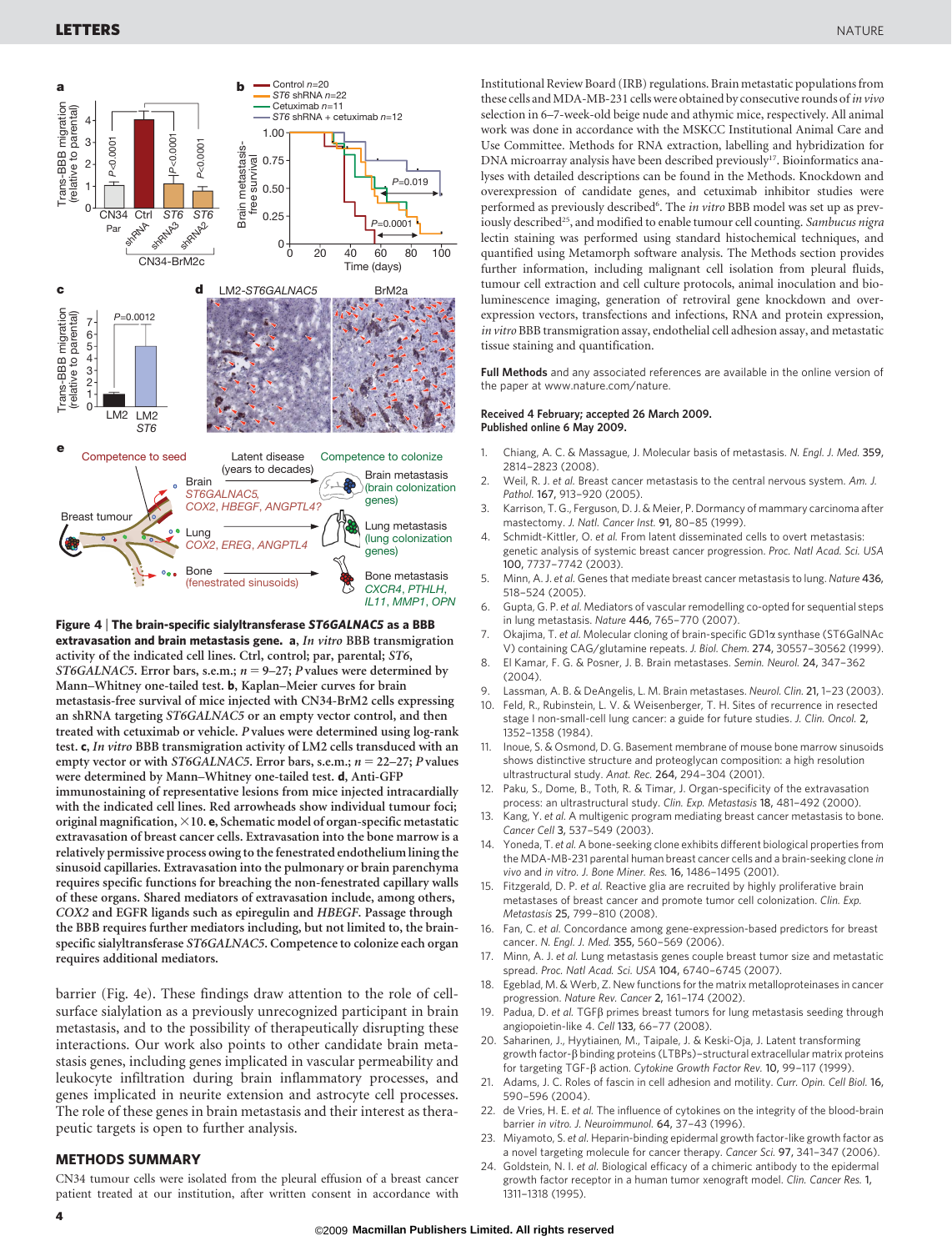a

Trans-BBB migration (relative to parental)

4
3
2
1
0

P<0.0001
P<0.0001
P<0.0001

CN34 Par
Ctrl
ST6 shRNA
ST6 shRNA3
ST6 shRNA2

CN34-BrM2c

b

Control n=20
ST6 shRNA n=22
Cetuximab n=11
ST6 shRNA + cetuximab n=12

Brain metastasis-free survival

1.00
0.75
0.50
0.25
0

P=0.019
P=0.0001

0 20 40 60 80 100
Time (days)

c

Trans-BBB migration (relative to parental)

7
6
5
4
3
2
1
0

P=0.0012

LM2
LM2 ST6

d

LM2-ST6GALNAC5
BrM2a

e

Competence to seed
Latent disease (years to decades)
Competence to colonize

Breast tumour

Brain
ST6GALNAC5, COX2, HBEGF, ANGPTL4?

Brain metastasis (brain colonization genes)

Lung
COX2, EREG, ANGPTL4

Lung metastasis (lung colonization genes)

Bone
(fenestrated sinusoids)

Bone metastasis
CXCR4, PTHLH, IL11, MMP1, OPN

**Figure 4 | The brain-specific sialyltransferase *ST6GALNAC5* as a BBB extravasation and brain metastasis gene.** **a**, *In vitro* BBB transmigration activity of the indicated cell lines. Ctrl, control; par, parental; *ST6*, *ST6GALNAC5*. Error bars, s.e.m.; $n = 9$–27; *P* values were determined by Mann–Whitney one-tailed test. **b**, Kaplan–Meier curves for brain metastasis-free survival of mice injected with CN34-BrM2 cells expressing an shRNA targeting *ST6GALNAC5* or an empty vector control, and then treated with cetuximab or vehicle. *P* values were determined using log-rank test. **c**, *In vitro* BBB transmigration activity of LM2 cells transduced with an empty vector or with *ST6GALNAC5*. Error bars, s.e.m.; $n = 22$–27; *P* values were determined by Mann–Whitney one-tailed test. **d**, Anti-GFP immunostaining of representative lesions from mice injected intracardially with the indicated cell lines. Red arrowheads show individual tumour foci; original magnification, ×10. **e**, Schematic model of organ-specific metastatic extravasation of breast cancer cells. Extravasation into the bone marrow is a relatively permissive process owing to the fenestrated endothelium lining the sinusoid capillaries. Extravasation into the pulmonary or brain parenchyma requires specific functions for breaching the non-fenestrated capillary walls of these organs. Shared mediators of extravasation include, among others, *COX2* and EGFR ligands such as epiregulin and *HBEGF*. Passage through the BBB requires further mediators including, but not limited to, the brain-specific sialyltransferase *ST6GALNAC5*. Competence to colonize each organ requires additional mediators.

barrier (Fig. 4e). These findings draw attention to the role of cell-surface sialylation as a previously unrecognized participant in brain metastasis, and to the possibility of therapeutically disrupting these interactions. Our work also points to other candidate brain metastasis genes, including genes implicated in vascular permeability and leukocyte infiltration during brain inflammatory processes, and genes implicated in neurite extension and astrocyte cell processes. The role of these genes in brain metastasis and their interest as therapeutic targets is open to further analysis.

## METHODS SUMMARY

CN34 tumour cells were isolated from the pleural effusion of a breast cancer patient treated at our institution, after written consent in accordance with Institutional Review Board (IRB) regulations. Brain metastatic populations from these cells and MDA-MB-231 cells were obtained by consecutive rounds of *in vivo* selection in 6–7-week-old beige nude and athymic mice, respectively. All animal work was done in accordance with the MSKCC Institutional Animal Care and Use Committee. Methods for RNA extraction, labelling and hybridization for DNA microarray analysis have been described previously[17]. Bioinformatics analyses with detailed descriptions can be found in the Methods. Knockdown and overexpression of candidate genes, and cetuximab inhibitor studies were performed as previously described[6]. The *in vitro* BBB model was set up as previously described[25], and modified to enable tumour cell counting. *Sambucus nigra* lectin staining was performed using standard histochemical techniques, and quantified using Metamorph software analysis. The Methods section provides further information, including malignant cell isolation from pleural fluids, tumour cell extraction and cell culture protocols, animal inoculation and bioluminescence imaging, generation of retroviral gene knockdown and overexpression vectors, transfections and infections, RNA and protein expression, *in vitro* BBB transmigration assay, endothelial cell adhesion assay, and metastatic tissue staining and quantification.

**Full Methods** and any associated references are available in the online version of the paper at www.nature.com/nature.

**Received 4 February; accepted 26 March 2009.**
**Published online 6 May 2009.**

1. Chiang, A. C. & Massague, J. Molecular basis of metastasis. *N. Engl. J. Med.* **359**, 2814–2823 (2008).
2. Weil, R. J. *et al.* Breast cancer metastasis to the central nervous system. *Am. J. Pathol.* **167**, 913–920 (2005).
3. Karrison, T. G., Ferguson, D. J. & Meier, P. Dormancy of mammary carcinoma after mastectomy. *J. Natl. Cancer Inst.* **91**, 80–85 (1999).
4. Schmidt-Kittler, O. *et al.* From latent disseminated cells to overt metastasis: genetic analysis of systemic breast cancer progression. *Proc. Natl Acad. Sci. USA* **100**, 7737–7742 (2003).
5. Minn, A. J. *et al.* Genes that mediate breast cancer metastasis to lung. *Nature* **436**, 518–524 (2005).
6. Gupta, G. P. *et al.* Mediators of vascular remodelling co-opted for sequential steps in lung metastasis. *Nature* **446**, 765–770 (2007).
7. Okajima, T. *et al.* Molecular cloning of brain-specific GD1α synthase (ST6GalNAc V) containing CAG/glutamine repeats. *J. Biol. Chem.* **274**, 30557–30562 (1999).
8. El Kamar, F. G. & Posner, J. B. Brain metastases. *Semin. Neurol.* **24**, 347–362 (2004).
9. Lassman, A. B. & DeAngelis, L. M. Brain metastases. *Neurol. Clin.* **21**, 1–23 (2003).
10. Feld, R., Rubinstein, L. V. & Weisenberger, T. H. Sites of recurrence in resected stage I non-small-cell lung cancer: a guide for future studies. *J. Clin. Oncol.* **2**, 1352–1358 (1984).
11. Inoue, S. & Osmond, D. G. Basement membrane of mouse bone marrow sinusoids shows distinctive structure and proteoglycan composition: a high resolution ultrastructural study. *Anat. Rec.* **264**, 294–304 (2001).
12. Paku, S., Dome, B., Toth, R. & Timar, J. Organ-specificity of the extravasation process: an ultrastructural study. *Clin. Exp. Metastasis* **18**, 481–492 (2000).
13. Kang, Y. *et al.* A multigenic program mediating breast cancer metastasis to bone. *Cancer Cell* **3**, 537–549 (2003).
14. Yoneda, T. *et al.* A bone-seeking clone exhibits different biological properties from the MDA-MB-231 parental human breast cancer cells and a brain-seeking clone *in vivo* and *in vitro*. *J. Bone Miner. Res.* **16**, 1486–1495 (2001).
15. Fitzgerald, D. P. *et al.* Reactive glia are recruited by highly proliferative brain metastases of breast cancer and promote tumor cell colonization. *Clin. Exp. Metastasis* **25**, 799–810 (2008).
16. Fan, C. *et al.* Concordance among gene-expression-based predictors for breast cancer. *N. Engl. J. Med.* **355**, 560–569 (2006).
17. Minn, A. J. *et al.* Lung metastasis genes couple breast tumor size and metastatic spread. *Proc. Natl Acad. Sci. USA* **104**, 6740–6745 (2007).
18. Egeblad, M. & Werb, Z. New functions for the matrix metalloproteinases in cancer progression. *Nature Rev. Cancer* **2**, 161–174 (2002).
19. Padua, D. *et al.* TGFβ primes breast tumors for lung metastasis seeding through angiopoietin-like 4. *Cell* **133**, 66–77 (2008).
20. Saharinen, J., Hyytiainen, M., Taipale, J. & Keski-Oja, J. Latent transforming growth factor-β binding proteins (LTBPs)–structural extracellular matrix proteins for targeting TGF-β action. *Cytokine Growth Factor Rev.* **10**, 99–117 (1999).
21. Adams, J. C. Roles of fascin in cell adhesion and motility. *Curr. Opin. Cell Biol.* **16**, 590–596 (2004).
22. de Vries, H. E. *et al.* The influence of cytokines on the integrity of the blood-brain barrier *in vitro*. *J. Neuroimmunol.* **64**, 37–43 (1996).
23. Miyamoto, S. *et al.* Heparin-binding epidermal growth factor-like growth factor as a novel targeting molecule for cancer therapy. *Cancer Sci.* **97**, 341–347 (2006).
24. Goldstein, N. I. *et al.* Biological efficacy of a chimeric antibody to the epidermal growth factor receptor in a human tumor xenograft model. *Clin. Cancer Res.* **1**, 1311–1318 (1995).